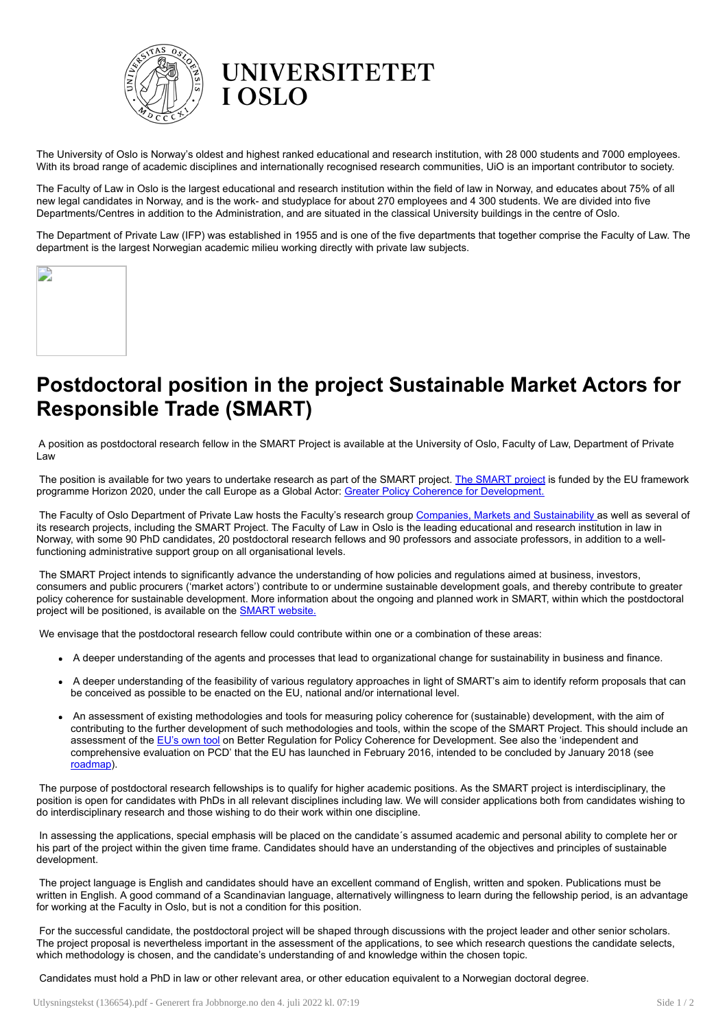UNIVERSITETET I OSLO

The University of Oslo is Norway's oldest and highest ranked educational and research institution, with 28 000 students and 7000 employees. With its broad range of academic disciplines and internationally recognised research communities, UiO is an important contributor to society.

The Faculty of Law in Oslo is the largest educational and research institution within the field of law in Norway, and educates about 75% of all new legal candidates in Norway, and is the work- and studyplace for about 270 employees and 4 300 students. We are divided into five Departments/Centres in addition to the Administration, and are situated in the classical University buildings in the centre of Oslo.

The Department of Private Law (IFP) was established in 1955 and is one of the five departments that together comprise the Faculty of Law. The department is the largest Norwegian academic milieu working directly with private law subjects.

# Postdoctoral position in the project Sustainable Market Actors for Responsible Trade (SMART)

A position as postdoctoral research fellow in the SMART Project is available at the University of Oslo, Faculty of Law, Department of Private Law

The position is available for two years to undertake research as part of the SMART project. The SMART project is funded by the EU framework programme Horizon 2020, under the call Europe as a Global Actor: Greater Policy Coherence for Development.

The Faculty of Oslo Department of Private Law hosts the Faculty's research group Companies, Markets and Sustainability as well as several of its research projects, including the SMART Project. The Faculty of Law in Oslo is the leading educational and research institution in law in Norway, with some 90 PhD candidates, 20 postdoctoral research fellows and 90 professors and associate professors, in addition to a well-functioning administrative support group on all organisational levels.

The SMART Project intends to significantly advance the understanding of how policies and regulations aimed at business, investors, consumers and public procurers ('market actors') contribute to or undermine sustainable development goals, and thereby contribute to greater policy coherence for sustainable development. More information about the ongoing and planned work in SMART, within which the postdoctoral project will be positioned, is available on the SMART website.

We envisage that the postdoctoral research fellow could contribute within one or a combination of these areas:

- A deeper understanding of the agents and processes that lead to organizational change for sustainability in business and finance.
- A deeper understanding of the feasibility of various regulatory approaches in light of SMART's aim to identify reform proposals that can be conceived as possible to be enacted on the EU, national and/or international level.
- An assessment of existing methodologies and tools for measuring policy coherence for (sustainable) development, with the aim of contributing to the further development of such methodologies and tools, within the scope of the SMART Project. This should include an assessment of the EU's own tool on Better Regulation for Policy Coherence for Development. See also the 'independent and comprehensive evaluation on PCD' that the EU has launched in February 2016, intended to be concluded by January 2018 (see roadmap).

The purpose of postdoctoral research fellowships is to qualify for higher academic positions. As the SMART project is interdisciplinary, the position is open for candidates with PhDs in all relevant disciplines including law. We will consider applications both from candidates wishing to do interdisciplinary research and those wishing to do their work within one discipline.

In assessing the applications, special emphasis will be placed on the candidate´s assumed academic and personal ability to complete her or his part of the project within the given time frame. Candidates should have an understanding of the objectives and principles of sustainable development.

The project language is English and candidates should have an excellent command of English, written and spoken. Publications must be written in English. A good command of a Scandinavian language, alternatively willingness to learn during the fellowship period, is an advantage for working at the Faculty in Oslo, but is not a condition for this position.

For the successful candidate, the postdoctoral project will be shaped through discussions with the project leader and other senior scholars. The project proposal is nevertheless important in the assessment of the applications, to see which research questions the candidate selects, which methodology is chosen, and the candidate's understanding of and knowledge within the chosen topic.

Candidates must hold a PhD in law or other relevant area, or other education equivalent to a Norwegian doctoral degree.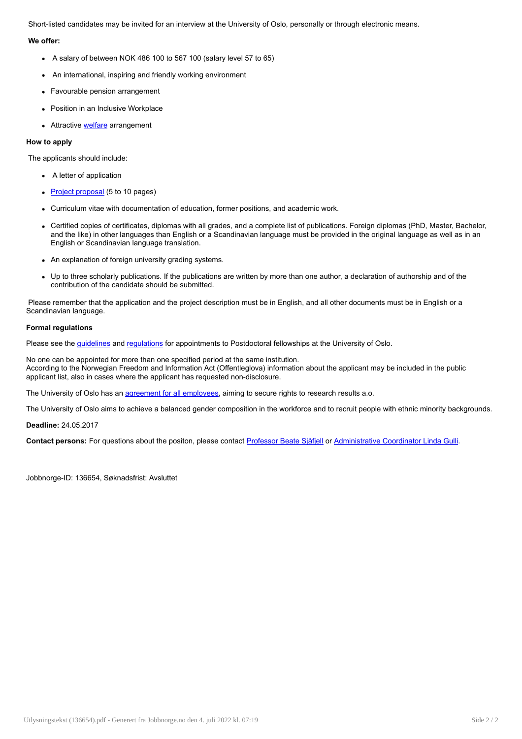Short-listed candidates may be invited for an interview at the University of Oslo, personally or through electronic means.

**We offer:**

- A salary of between NOK 486 100 to 567 100 (salary level 57 to 65)
- An international, inspiring and friendly working environment
- Favourable pension arrangement
- Position in an Inclusive Workplace
- Attractive welfare arrangement

**How to apply**

The applicants should include:

- A letter of application
- Project proposal (5 to 10 pages)
- Curriculum vitae with documentation of education, former positions, and academic work.
- Certified copies of certificates, diplomas with all grades, and a complete list of publications. Foreign diplomas (PhD, Master, Bachelor, and the like) in other languages than English or a Scandinavian language must be provided in the original language as well as in an English or Scandinavian language translation.
- An explanation of foreign university grading systems.
- Up to three scholarly publications. If the publications are written by more than one author, a declaration of authorship and of the contribution of the candidate should be submitted.

Please remember that the application and the project description must be in English, and all other documents must be in English or a Scandinavian language.

**Formal regulations**

Please see the guidelines and regulations for appointments to Postdoctoral fellowships at the University of Oslo.

No one can be appointed for more than one specified period at the same institution.
According to the Norwegian Freedom and Information Act (Offentleglova) information about the applicant may be included in the public applicant list, also in cases where the applicant has requested non-disclosure.

The University of Oslo has an agreement for all employees, aiming to secure rights to research results a.o.

The University of Oslo aims to achieve a balanced gender composition in the workforce and to recruit people with ethnic minority backgrounds.

**Deadline:** 24.05.2017

**Contact persons:** For questions about the positon, please contact Professor Beate Sjåfjell or Administrative Coordinator Linda Gulli.

Jobbnorge-ID: 136654, Søknadsfrist: Avsluttet